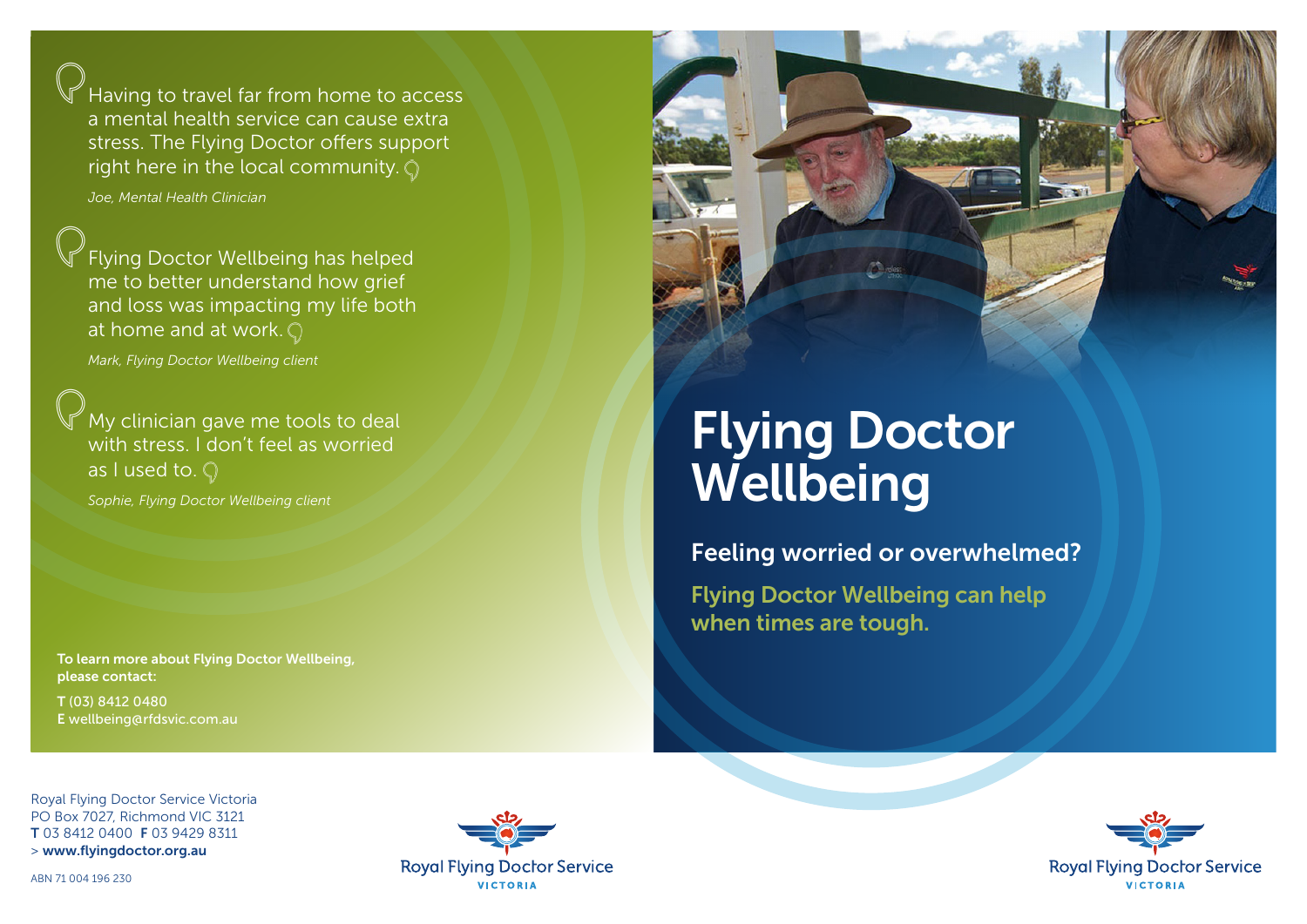Having to travel far from home to access a mental health service can cause extra stress. The Flying Doctor offers support right here in the local community.

*Joe, Mental Health Clinician*

Flying Doctor Wellbeing has helped me to better understand how grief and loss was impacting my life both at home and at work.

*Mark, Flying Doctor Wellbeing client*

My clinician gave me tools to deal with stress. I don't feel as worried as I used to.

*Sophie, Flying Doctor Wellbeing client*

**To learn more about Flying Doctor Wellbeing, please contact:**

**T** (03) 8412 0480
**E** wellbeing@rfdsvic.com.au

Royal Flying Doctor Service Victoria
PO Box 7027, Richmond VIC 3121
**T** 03 8412 0400 **F** 03 9429 8311
> **www.flyingdoctor.org.au**

ABN 71 004 196 230

Royal Flying Doctor Service
VICTORIA

# Flying Doctor Wellbeing

## Feeling worried or overwhelmed?

**Flying Doctor Wellbeing can help when times are tough.**

Royal Flying Doctor Service
VICTORIA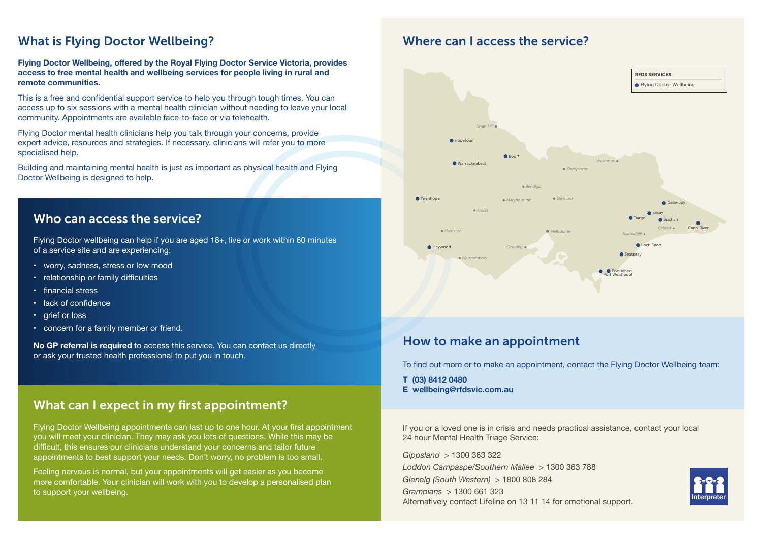## What is Flying Doctor Wellbeing?

**Flying Doctor Wellbeing, offered by the Royal Flying Doctor Service Victoria, provides access to free mental health and wellbeing services for people living in rural and remote communities.**

This is a free and confidential support service to help you through tough times. You can access up to six sessions with a mental health clinician without needing to leave your local community. Appointments are available face-to-face or via telehealth.

Flying Doctor mental health clinicians help you talk through your concerns, provide expert advice, resources and strategies. If necessary, clinicians will refer you to more specialised help.

Building and maintaining mental health is just as important as physical health and Flying Doctor Wellbeing is designed to help.

## Who can access the service?

Flying Doctor wellbeing can help if you are aged 18+, live or work within 60 minutes of a service site and are experiencing:

- worry, sadness, stress or low mood
- relationship or family difficulties
- financial stress
- lack of confidence
- grief or loss
- concern for a family member or friend.

**No GP referral is required** to access this service. You can contact us directly or ask your trusted health professional to put you in touch.

## What can I expect in my first appointment?

Flying Doctor Wellbeing appointments can last up to one hour. At your first appointment you will meet your clinician. They may ask you lots of questions. While this may be difficult, this ensures our clinicians understand your concerns and tailor future appointments to best support your needs. Don't worry, no problem is too small.

Feeling nervous is normal, but your appointments will get easier as you become more comfortable. Your clinician will work with you to develop a personalised plan to support your wellbeing.

## Where can I access the service?

RFDS SERVICES
Flying Doctor Wellbeing

Swan Hill
Hopetoun
Boort
Warracknabeal
Wodonga
Shepparton
Bendigo
Edenhope
Maryborough
Seymour
Gelantipy
Ararat
Ensay
Dargo
Buchan
Orbost
Cann River
Hamilton
Melbourne
Bairnsdale
Loch Sport
Heywood
Geelong
Seaspray
Warrnambool
Port Albert
Port Welshpool

## How to make an appointment

To find out more or to make an appointment, contact the Flying Doctor Wellbeing team:

**T (03) 8412 0480**
**E wellbeing@rfdsvic.com.au**

If you or a loved one is in crisis and needs practical assistance, contact your local 24 hour Mental Health Triage Service:

*Gippsland* > 1300 363 322
*Loddon Campaspe/Southern Mallee* > 1300 363 788
*Glenelg (South Western)* > 1800 808 284
*Grampians* > 1300 661 323
Alternatively contact Lifeline on 13 11 14 for emotional support.

Interpreter